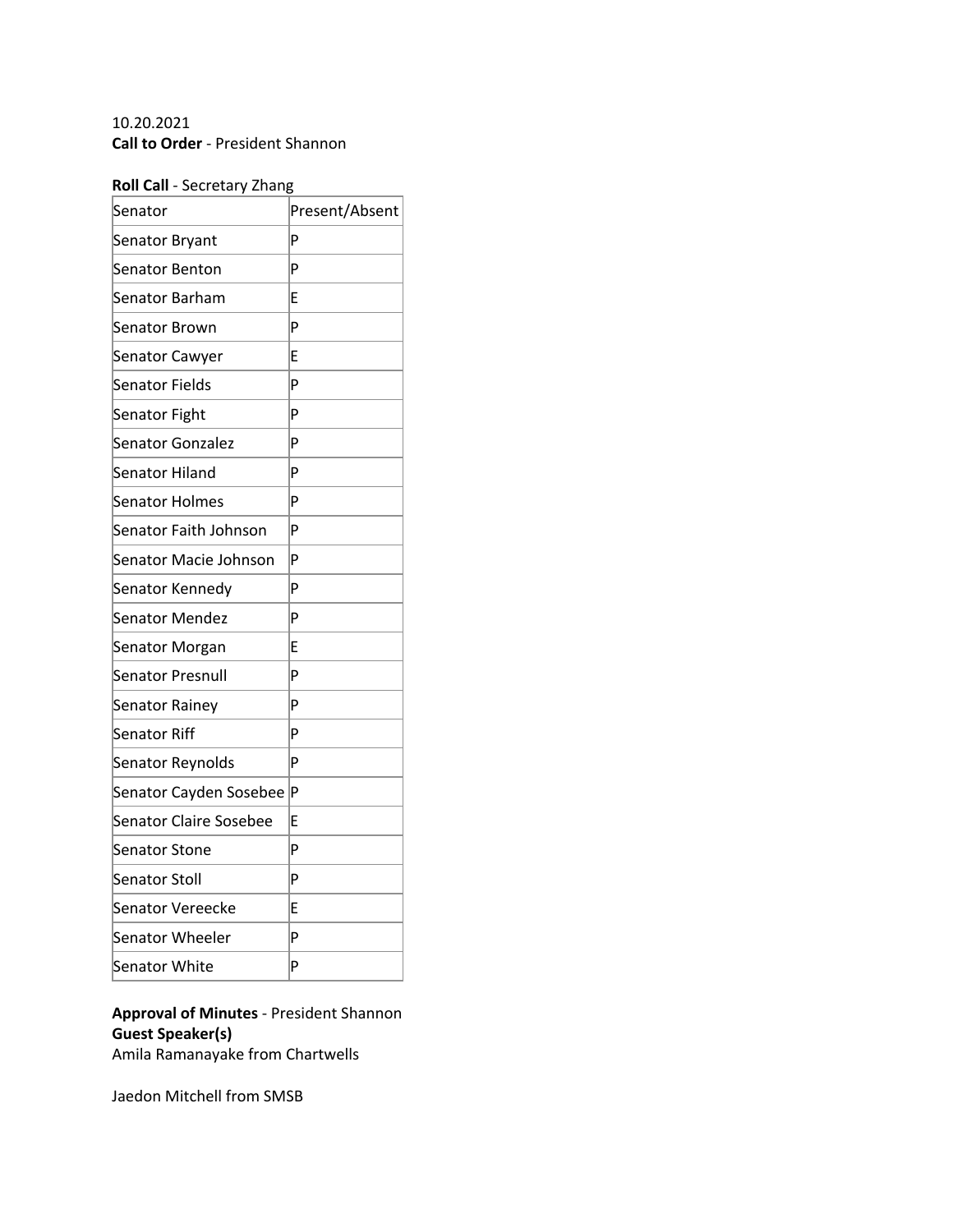10.20.2021

**Call to Order** - President Shannon

**Roll Call** - Secretary Zhang

| Senator | Present/Absent |
| --- | --- |
| Senator Bryant | P |
| Senator Benton | P |
| Senator Barham | E |
| Senator Brown | P |
| Senator Cawyer | E |
| Senator Fields | P |
| Senator Fight | P |
| Senator Gonzalez | P |
| Senator Hiland | P |
| Senator Holmes | P |
| Senator Faith Johnson | P |
| Senator Macie Johnson | P |
| Senator Kennedy | P |
| Senator Mendez | P |
| Senator Morgan | E |
| Senator Presnull | P |
| Senator Rainey | P |
| Senator Riff | P |
| Senator Reynolds | P |
| Senator Cayden Sosebee | P |
| Senator Claire Sosebee | E |
| Senator Stone | P |
| Senator Stoll | P |
| Senator Vereecke | E |
| Senator Wheeler | P |
| Senator White | P |

**Approval of Minutes** - President Shannon

**Guest Speaker(s)**

Amila Ramanayake from Chartwells

Jaedon Mitchell from SMSB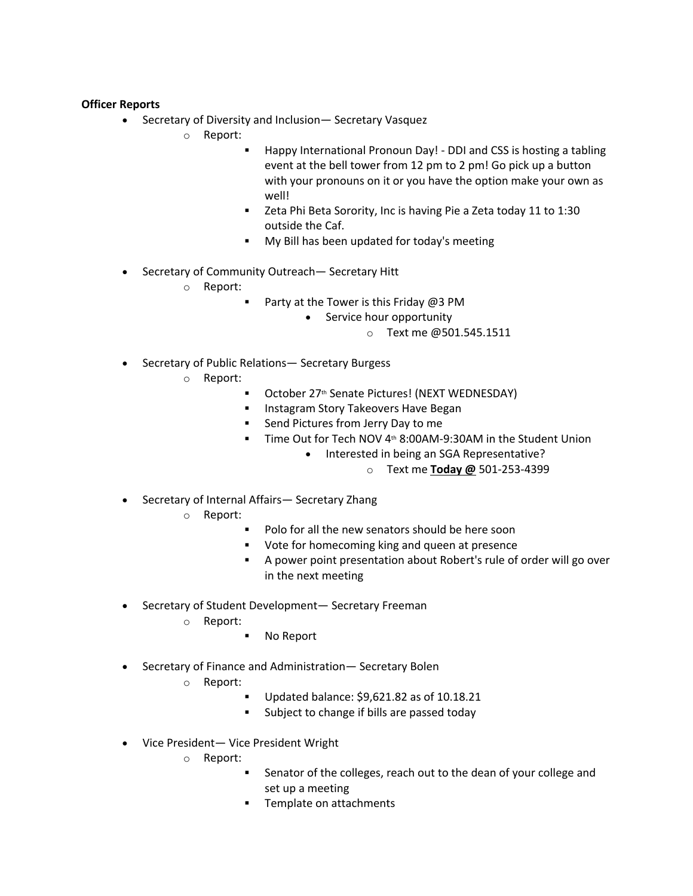**Officer Reports**

- Secretary of Diversity and Inclusion— Secretary Vasquez
  - Report:
    - Happy International Pronoun Day! - DDI and CSS is hosting a tabling event at the bell tower from 12 pm to 2 pm! Go pick up a button with your pronouns on it or you have the option make your own as well!
    - Zeta Phi Beta Sorority, Inc is having Pie a Zeta today 11 to 1:30 outside the Caf.
    - My Bill has been updated for today's meeting

- Secretary of Community Outreach— Secretary Hitt
  - Report:
    - Party at the Tower is this Friday @3 PM
      - Service hour opportunity
        - Text me @501.545.1511

- Secretary of Public Relations— Secretary Burgess
  - Report:
    - October 27th Senate Pictures! (NEXT WEDNESDAY)
    - Instagram Story Takeovers Have Began
    - Send Pictures from Jerry Day to me
    - Time Out for Tech NOV 4th 8:00AM-9:30AM in the Student Union
      - Interested in being an SGA Representative?
        - Text me **<u>Today @</u>** 501-253-4399

- Secretary of Internal Affairs— Secretary Zhang
  - Report:
    - Polo for all the new senators should be here soon
    - Vote for homecoming king and queen at presence
    - A power point presentation about Robert's rule of order will go over in the next meeting

- Secretary of Student Development— Secretary Freeman
  - Report:
    - No Report

- Secretary of Finance and Administration— Secretary Bolen
  - Report:
    - Updated balance: $9,621.82 as of 10.18.21
    - Subject to change if bills are passed today

- Vice President— Vice President Wright
  - Report:
    - Senator of the colleges, reach out to the dean of your college and set up a meeting
    - Template on attachments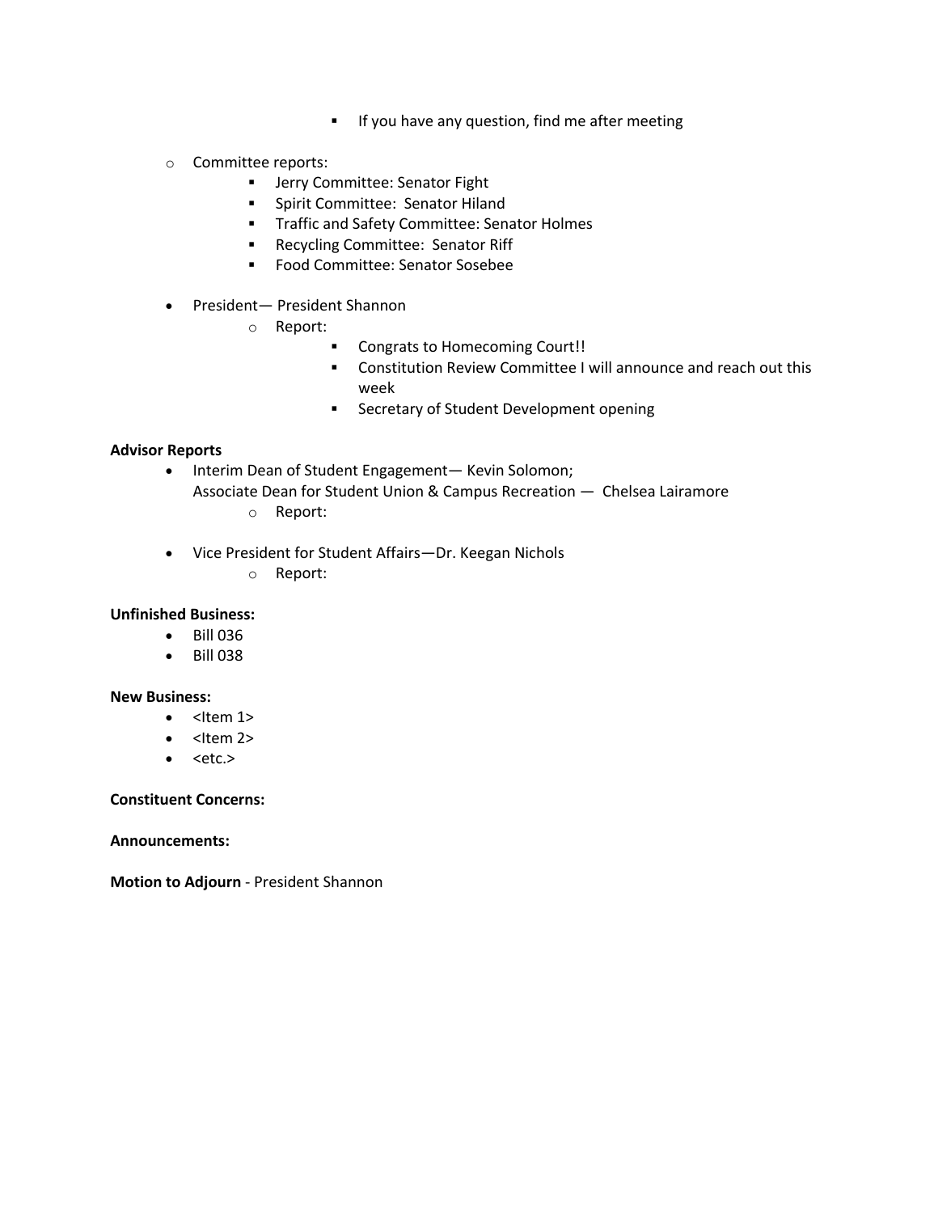- If you have any question, find me after meeting

  - Committee reports:
    - Jerry Committee: Senator Fight
    - Spirit Committee: Senator Hiland
    - Traffic and Safety Committee: Senator Holmes
    - Recycling Committee: Senator Riff
    - Food Committee: Senator Sosebee

- President— President Shannon
  - Report:
    - Congrats to Homecoming Court!!
    - Constitution Review Committee I will announce and reach out this week
    - Secretary of Student Development opening

**Advisor Reports**

- Interim Dean of Student Engagement— Kevin Solomon;
  Associate Dean for Student Union & Campus Recreation — Chelsea Lairamore
  - Report:

- Vice President for Student Affairs—Dr. Keegan Nichols
  - Report:

**Unfinished Business:**

- Bill 036
- Bill 038

**New Business:**

- <Item 1>
- <Item 2>
- <etc.>

**Constituent Concerns:**

**Announcements:**

**Motion to Adjourn** - President Shannon